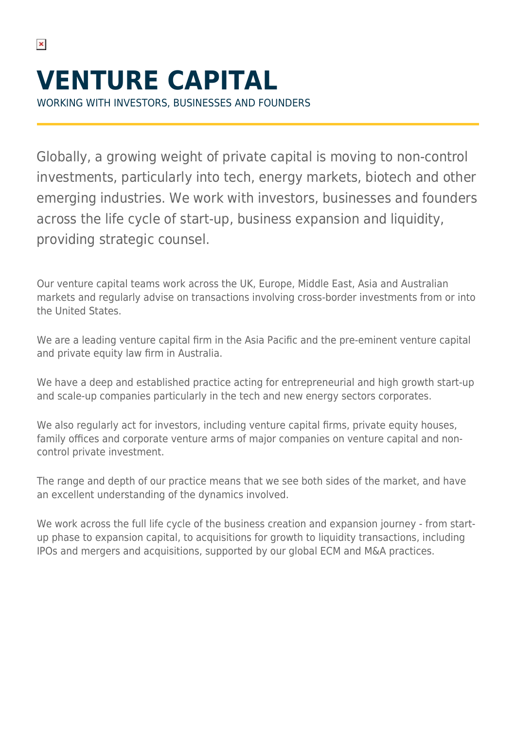# VENTURE CAPITAL

WORKING WITH INVESTORS, BUSINESSES AND FOUNDERS

Globally, a growing weight of private capital is moving to non-control investments, particularly into tech, energy markets, biotech and other emerging industries. We work with investors, businesses and founders across the life cycle of start-up, business expansion and liquidity, providing strategic counsel.

Our venture capital teams work across the UK, Europe, Middle East, Asia and Australian markets and regularly advise on transactions involving cross-border investments from or into the United States.

We are a leading venture capital firm in the Asia Pacific and the pre-eminent venture capital and private equity law firm in Australia.

We have a deep and established practice acting for entrepreneurial and high growth start-up and scale-up companies particularly in the tech and new energy sectors corporates.

We also regularly act for investors, including venture capital firms, private equity houses, family offices and corporate venture arms of major companies on venture capital and non-control private investment.

The range and depth of our practice means that we see both sides of the market, and have an excellent understanding of the dynamics involved.

We work across the full life cycle of the business creation and expansion journey - from start-up phase to expansion capital, to acquisitions for growth to liquidity transactions, including IPOs and mergers and acquisitions, supported by our global ECM and M&A practices.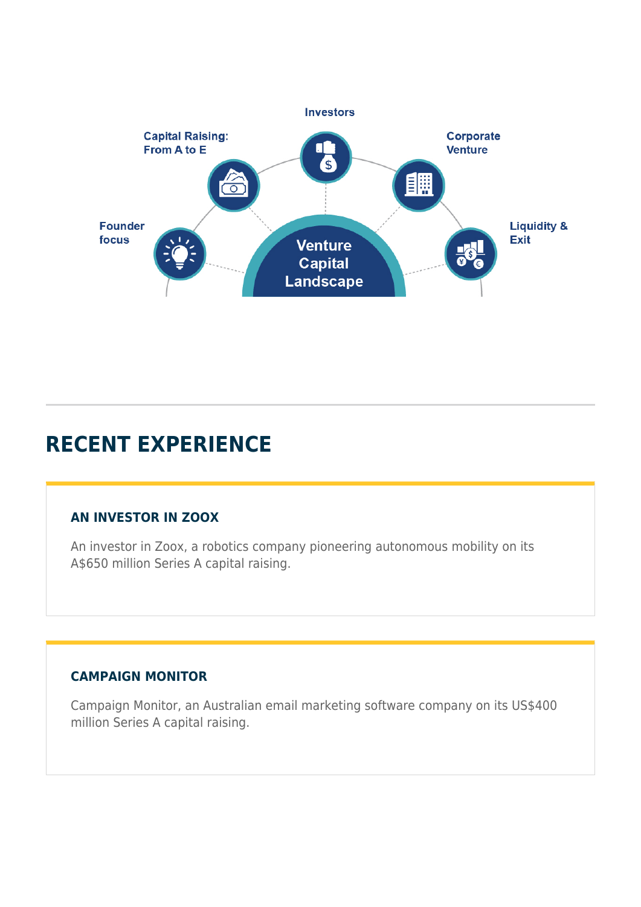Investors

Capital Raising: From A to E

Corporate Venture

Founder focus

Venture Capital Landscape

Liquidity & Exit

## RECENT EXPERIENCE

### AN INVESTOR IN ZOOX

An investor in Zoox, a robotics company pioneering autonomous mobility on its A$650 million Series A capital raising.

### CAMPAIGN MONITOR

Campaign Monitor, an Australian email marketing software company on its US$400 million Series A capital raising.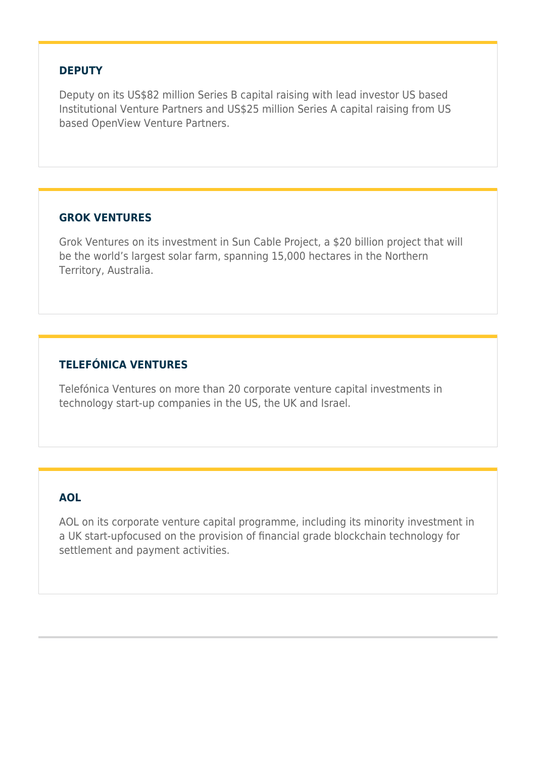### DEPUTY

Deputy on its US$82 million Series B capital raising with lead investor US based Institutional Venture Partners and US$25 million Series A capital raising from US based OpenView Venture Partners.

### GROK VENTURES

Grok Ventures on its investment in Sun Cable Project, a $20 billion project that will be the world's largest solar farm, spanning 15,000 hectares in the Northern Territory, Australia.

### TELEFÓNICA VENTURES

Telefónica Ventures on more than 20 corporate venture capital investments in technology start-up companies in the US, the UK and Israel.

### AOL

AOL on its corporate venture capital programme, including its minority investment in a UK start-upfocused on the provision of financial grade blockchain technology for settlement and payment activities.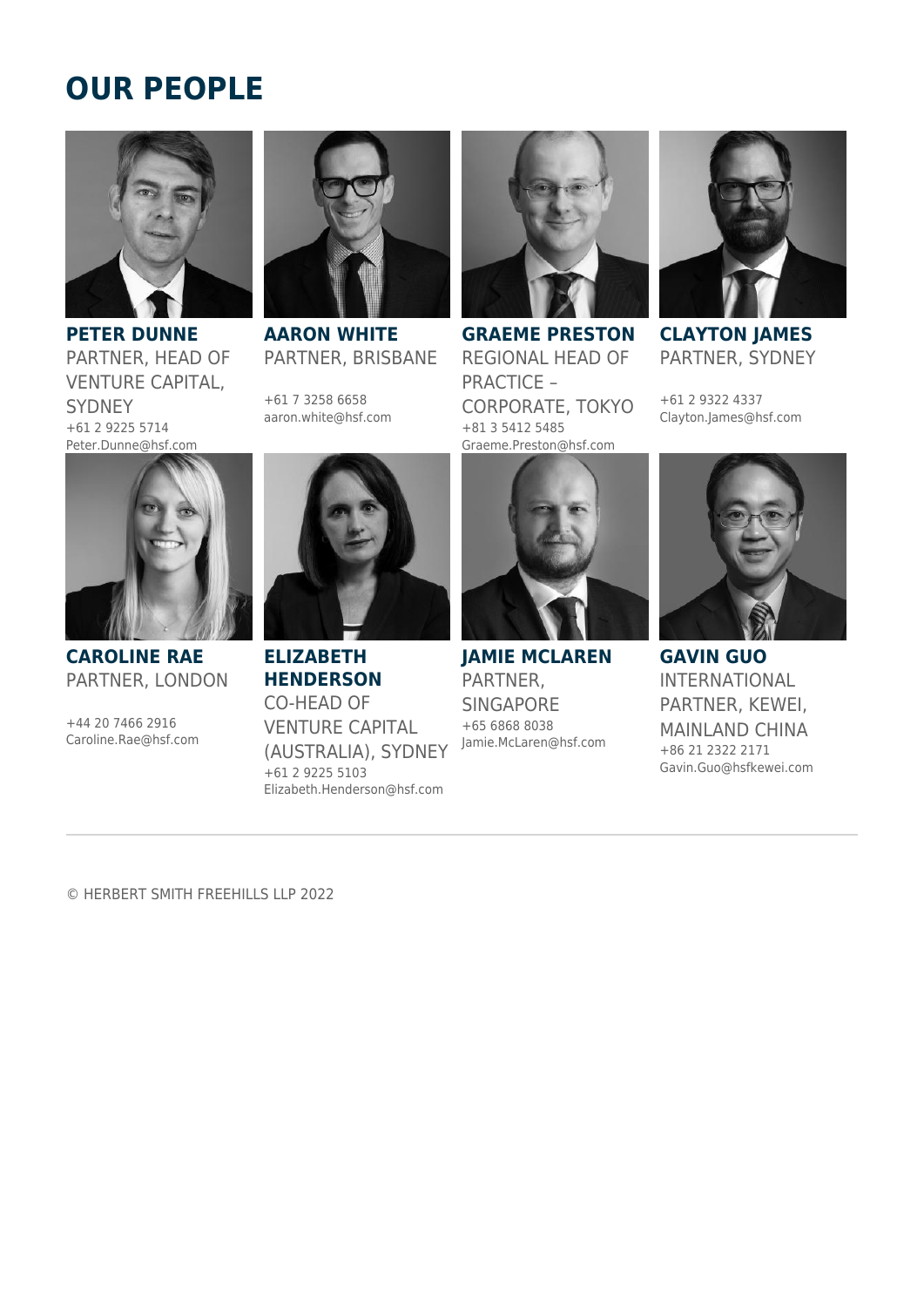# OUR PEOPLE

**PETER DUNNE**
PARTNER, HEAD OF VENTURE CAPITAL, SYDNEY
+61 2 9225 5714
Peter.Dunne@hsf.com

**AARON WHITE**
PARTNER, BRISBANE
+61 7 3258 6658
aaron.white@hsf.com

**GRAEME PRESTON**
REGIONAL HEAD OF PRACTICE – CORPORATE, TOKYO
+81 3 5412 5485
Graeme.Preston@hsf.com

**CLAYTON JAMES**
PARTNER, SYDNEY
+61 2 9322 4337
Clayton.James@hsf.com

**CAROLINE RAE**
PARTNER, LONDON
+44 20 7466 2916
Caroline.Rae@hsf.com

**ELIZABETH HENDERSON**
CO-HEAD OF VENTURE CAPITAL (AUSTRALIA), SYDNEY
+61 2 9225 5103
Elizabeth.Henderson@hsf.com

**JAMIE MCLAREN**
PARTNER, SINGAPORE
+65 6868 8038
Jamie.McLaren@hsf.com

**GAVIN GUO**
INTERNATIONAL PARTNER, KEWEI, MAINLAND CHINA
+86 21 2322 2171
Gavin.Guo@hsfkewei.com

© HERBERT SMITH FREEHILLS LLP 2022